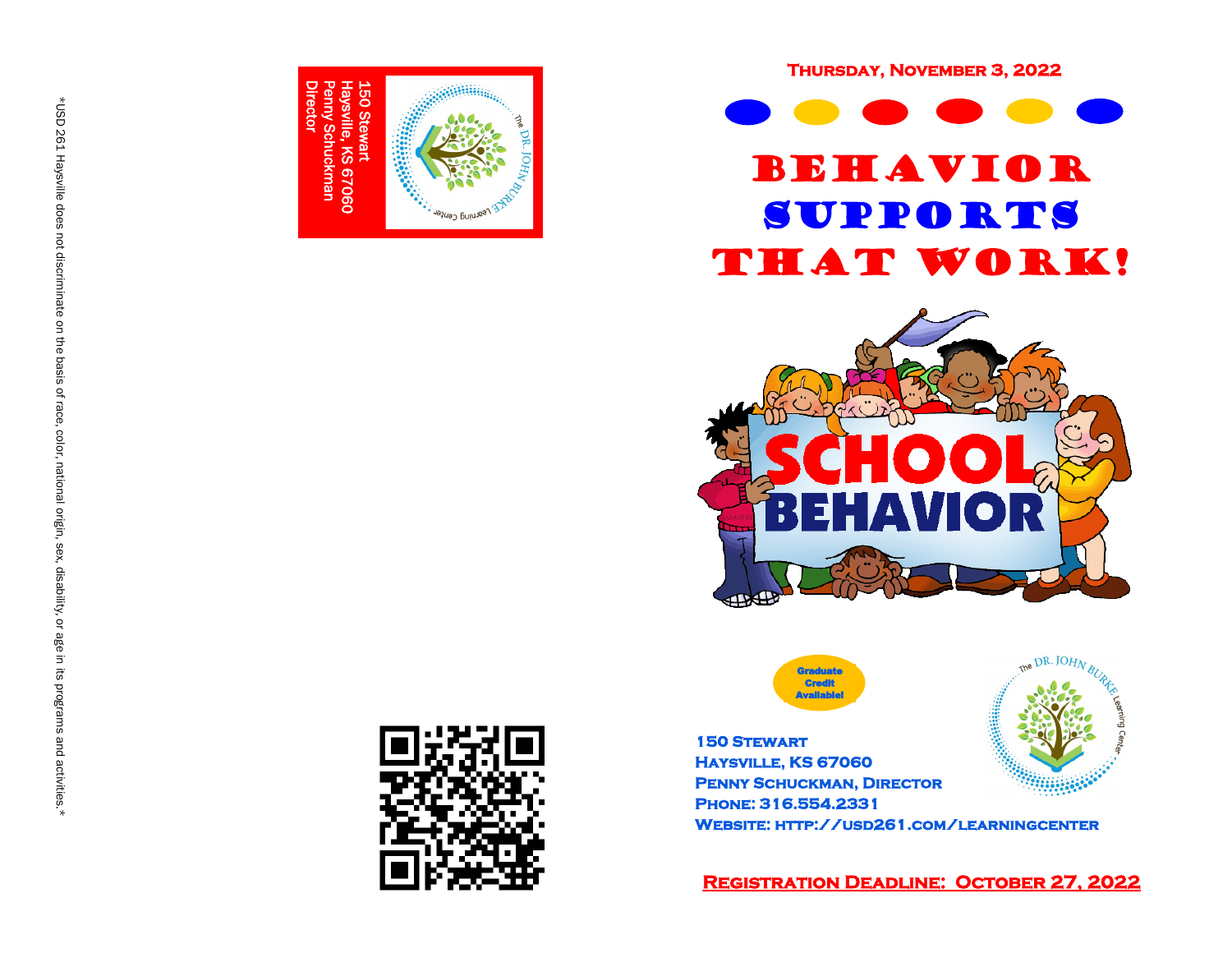*USD 261 Haysville does not discriminate on the basis of race, color, national origin, sex, disability, or age in its programs and activities.*

150 Stewart
Haysville, KS 67060
Penny Schuckman
Director

The DR. JOHN BURKE Learning Center

**Thursday, November 3, 2022**

# Behavior Supports That Work!

SCHOOL BEHAVIOR

**Graduate Credit Available!**

The DR. JOHN BURKE Learning Center

**150 Stewart**
**Haysville, KS 67060**
**Penny Schuckman, Director**
**Phone: 316.554.2331**
**Website: http://usd261.com/learningcenter**

**Registration Deadline: October 27, 2022**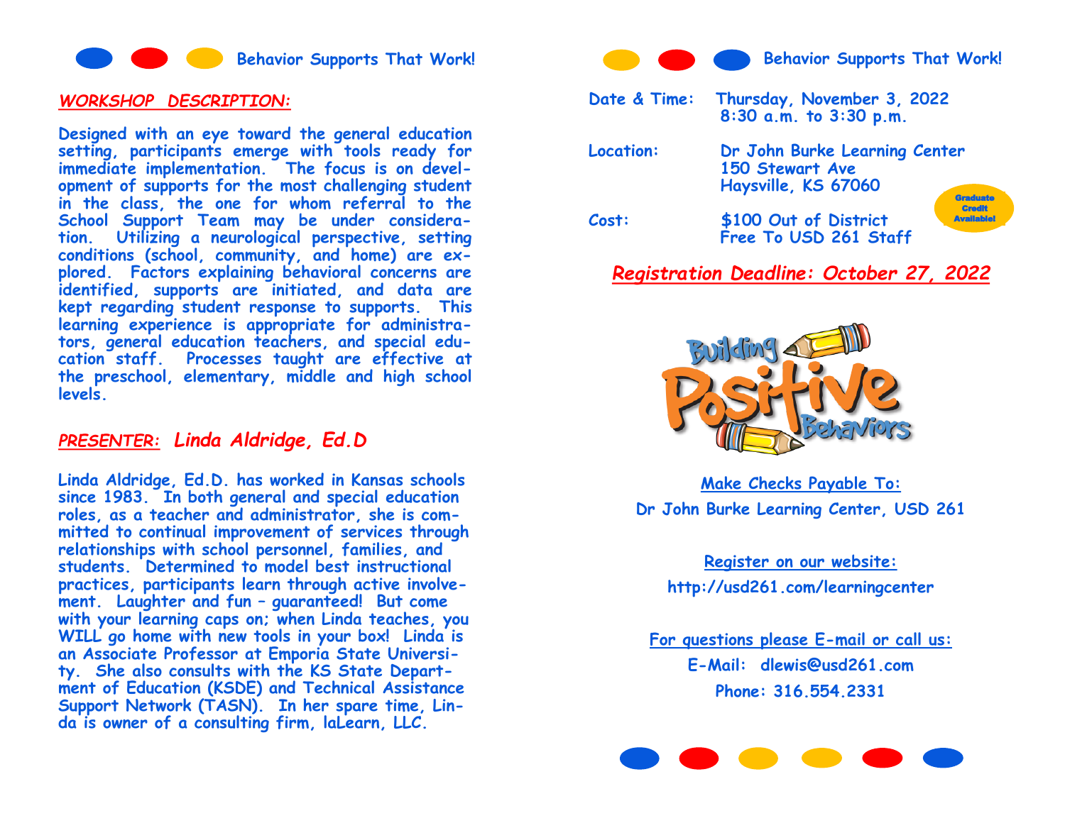## Behavior Supports That Work!

***WORKSHOP DESCRIPTION:***

**Designed with an eye toward the general education setting, participants emerge with tools ready for immediate implementation. The focus is on development of supports for the most challenging student in the class, the one for whom referral to the School Support Team may be under consideration. Utilizing a neurological perspective, setting conditions (school, community, and home) are explored. Factors explaining behavioral concerns are identified, supports are initiated, and data are kept regarding student response to supports. This learning experience is appropriate for administrators, general education teachers, and special education staff. Processes taught are effective at the preschool, elementary, middle and high school levels.**

***PRESENTER: Linda Aldridge, Ed.D***

**Linda Aldridge, Ed.D. has worked in Kansas schools since 1983. In both general and special education roles, as a teacher and administrator, she is committed to continual improvement of services through relationships with school personnel, families, and students. Determined to model best instructional practices, participants learn through active involvement. Laughter and fun – guaranteed! But come with your learning caps on; when Linda teaches, you WILL go home with new tools in your box! Linda is an Associate Professor at Emporia State University. She also consults with the KS State Department of Education (KSDE) and Technical Assistance Support Network (TASN). In her spare time, Linda is owner of a consulting firm, laLearn, LLC.**

## Behavior Supports That Work!

**Date & Time:** Thursday, November 3, 2022
8:30 a.m. to 3:30 p.m.

**Location:** Dr John Burke Learning Center
150 Stewart Ave
Haysville, KS 67060

**Cost:** $100 Out of District
Free To USD 261 Staff

Graduate Credit Available!

***Registration Deadline: October 27, 2022***

Building Positive Behaviors

**Make Checks Payable To:**
**Dr John Burke Learning Center, USD 261**

**Register on our website:**
**http://usd261.com/learningcenter**

**For questions please E-mail or call us:**
**E-Mail: dlewis@usd261.com**
**Phone: 316.554.2331**